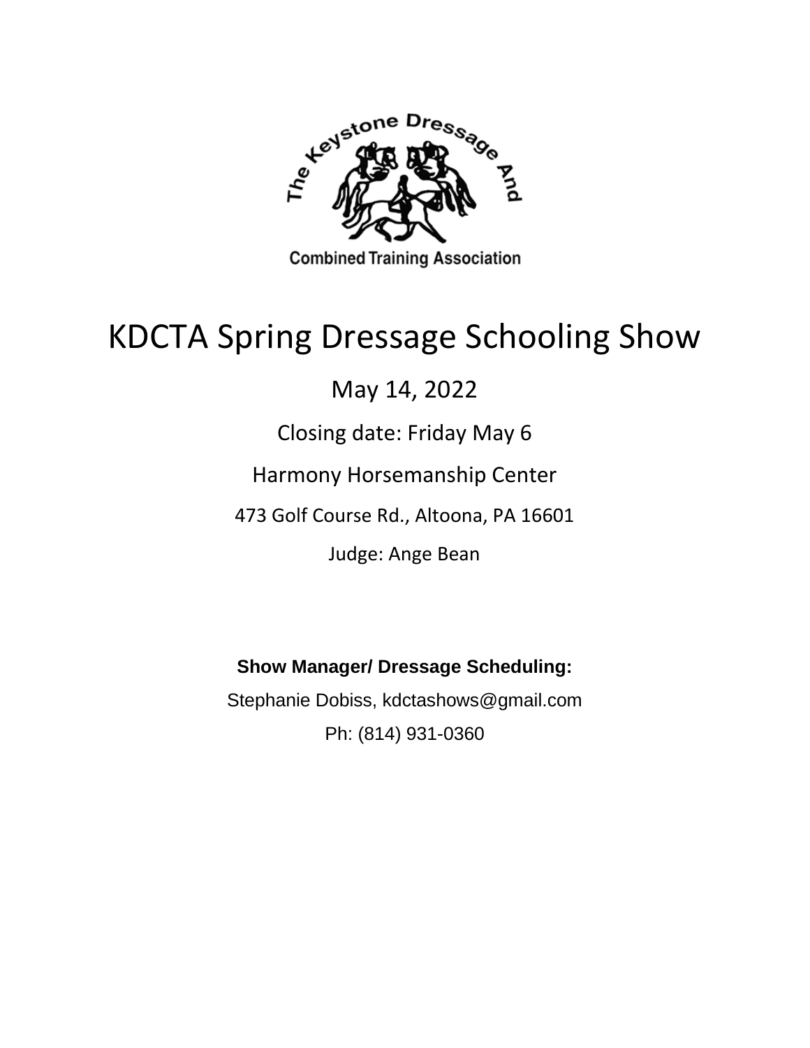The Keystone Dressage And Combined Training Association

# KDCTA Spring Dressage Schooling Show

May 14, 2022

Closing date: Friday May 6

Harmony Horsemanship Center

473 Golf Course Rd., Altoona, PA 16601

Judge: Ange Bean

**Show Manager/ Dressage Scheduling:**

Stephanie Dobiss, kdctashows@gmail.com

Ph: (814) 931-0360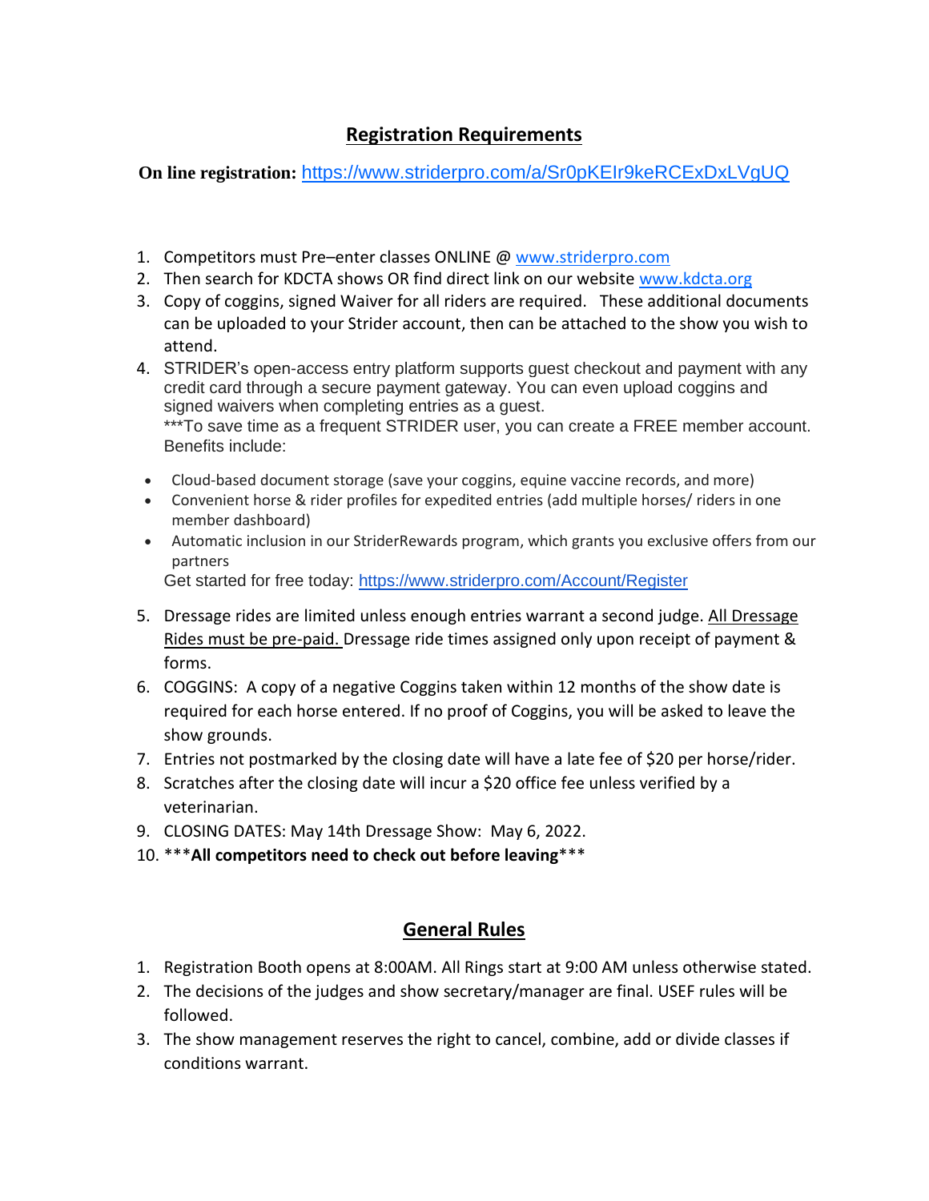## Registration Requirements

**On line registration:** https://www.striderpro.com/a/Sr0pKEIr9keRCExDxLVgUQ

1. Competitors must Pre–enter classes ONLINE @ www.striderpro.com
2. Then search for KDCTA shows OR find direct link on our website www.kdcta.org
3. Copy of coggins, signed Waiver for all riders are required. These additional documents can be uploaded to your Strider account, then can be attached to the show you wish to attend.
4. STRIDER's open-access entry platform supports guest checkout and payment with any credit card through a secure payment gateway. You can even upload coggins and signed waivers when completing entries as a guest.
   ***To save time as a frequent STRIDER user, you can create a FREE member account. Benefits include:
   - Cloud-based document storage (save your coggins, equine vaccine records, and more)
   - Convenient horse & rider profiles for expedited entries (add multiple horses/ riders in one member dashboard)
   - Automatic inclusion in our StriderRewards program, which grants you exclusive offers from our partners

   Get started for free today: https://www.striderpro.com/Account/Register
5. Dressage rides are limited unless enough entries warrant a second judge. All Dressage Rides must be pre-paid. Dressage ride times assigned only upon receipt of payment & forms.
6. COGGINS: A copy of a negative Coggins taken within 12 months of the show date is required for each horse entered. If no proof of Coggins, you will be asked to leave the show grounds.
7. Entries not postmarked by the closing date will have a late fee of $20 per horse/rider.
8. Scratches after the closing date will incur a $20 office fee unless verified by a veterinarian.
9. CLOSING DATES: May 14th Dressage Show: May 6, 2022.
10. ***All competitors need to check out before leaving***

## General Rules

1. Registration Booth opens at 8:00AM. All Rings start at 9:00 AM unless otherwise stated.
2. The decisions of the judges and show secretary/manager are final. USEF rules will be followed.
3. The show management reserves the right to cancel, combine, add or divide classes if conditions warrant.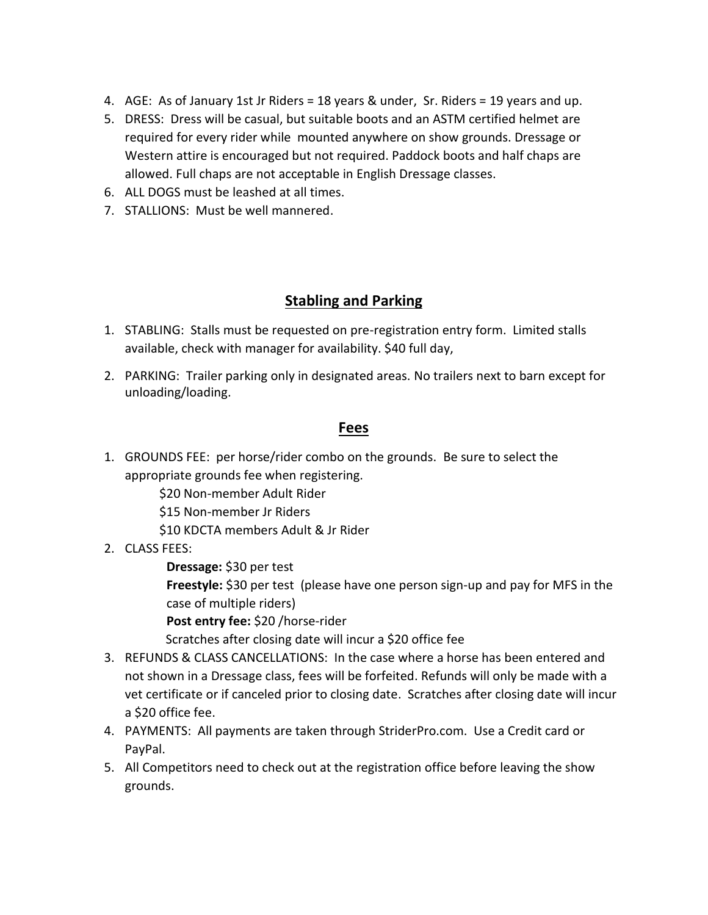4. AGE: As of January 1st Jr Riders = 18 years & under, Sr. Riders = 19 years and up.
5. DRESS: Dress will be casual, but suitable boots and an ASTM certified helmet are required for every rider while mounted anywhere on show grounds. Dressage or Western attire is encouraged but not required. Paddock boots and half chaps are allowed. Full chaps are not acceptable in English Dressage classes.
6. ALL DOGS must be leashed at all times.
7. STALLIONS: Must be well mannered.

## Stabling and Parking

1. STABLING: Stalls must be requested on pre-registration entry form. Limited stalls available, check with manager for availability. $40 full day,
2. PARKING: Trailer parking only in designated areas. No trailers next to barn except for unloading/loading.

## Fees

1. GROUNDS FEE: per horse/rider combo on the grounds. Be sure to select the appropriate grounds fee when registering.
   - $20 Non-member Adult Rider
   - $15 Non-member Jr Riders
   - $10 KDCTA members Adult & Jr Rider
2. CLASS FEES:
   - **Dressage:** $30 per test
   - **Freestyle:** $30 per test (please have one person sign-up and pay for MFS in the case of multiple riders)
   - **Post entry fee:** $20 /horse-rider
   - Scratches after closing date will incur a $20 office fee
3. REFUNDS & CLASS CANCELLATIONS: In the case where a horse has been entered and not shown in a Dressage class, fees will be forfeited. Refunds will only be made with a vet certificate or if canceled prior to closing date. Scratches after closing date will incur a $20 office fee.
4. PAYMENTS: All payments are taken through StriderPro.com. Use a Credit card or PayPal.
5. All Competitors need to check out at the registration office before leaving the show grounds.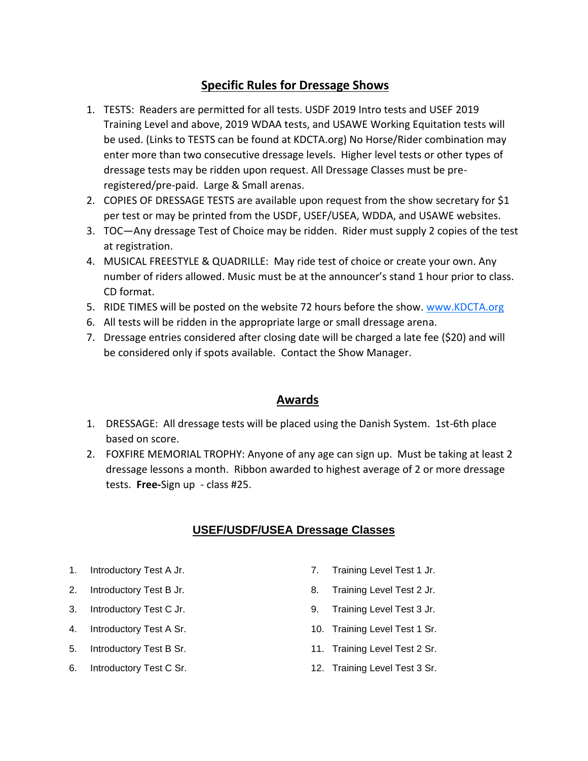## Specific Rules for Dressage Shows

1. TESTS: Readers are permitted for all tests. USDF 2019 Intro tests and USEF 2019 Training Level and above, 2019 WDAA tests, and USAWE Working Equitation tests will be used. (Links to TESTS can be found at KDCTA.org) No Horse/Rider combination may enter more than two consecutive dressage levels. Higher level tests or other types of dressage tests may be ridden upon request. All Dressage Classes must be pre-registered/pre-paid. Large & Small arenas.
2. COPIES OF DRESSAGE TESTS are available upon request from the show secretary for $1 per test or may be printed from the USDF, USEF/USEA, WDDA, and USAWE websites.
3. TOC—Any dressage Test of Choice may be ridden. Rider must supply 2 copies of the test at registration.
4. MUSICAL FREESTYLE & QUADRILLE: May ride test of choice or create your own. Any number of riders allowed. Music must be at the announcer's stand 1 hour prior to class. CD format.
5. RIDE TIMES will be posted on the website 72 hours before the show. www.KDCTA.org
6. All tests will be ridden in the appropriate large or small dressage arena.
7. Dressage entries considered after closing date will be charged a late fee ($20) and will be considered only if spots available. Contact the Show Manager.

## Awards

1. DRESSAGE: All dressage tests will be placed using the Danish System. 1st-6th place based on score.
2. FOXFIRE MEMORIAL TROPHY: Anyone of any age can sign up. Must be taking at least 2 dressage lessons a month. Ribbon awarded to highest average of 2 or more dressage tests. **Free-**Sign up - class #25.

## USEF/USDF/USEA Dressage Classes

1. Introductory Test A Jr.
2. Introductory Test B Jr.
3. Introductory Test C Jr.
4. Introductory Test A Sr.
5. Introductory Test B Sr.
6. Introductory Test C Sr.
7. Training Level Test 1 Jr.
8. Training Level Test 2 Jr.
9. Training Level Test 3 Jr.
10. Training Level Test 1 Sr.
11. Training Level Test 2 Sr.
12. Training Level Test 3 Sr.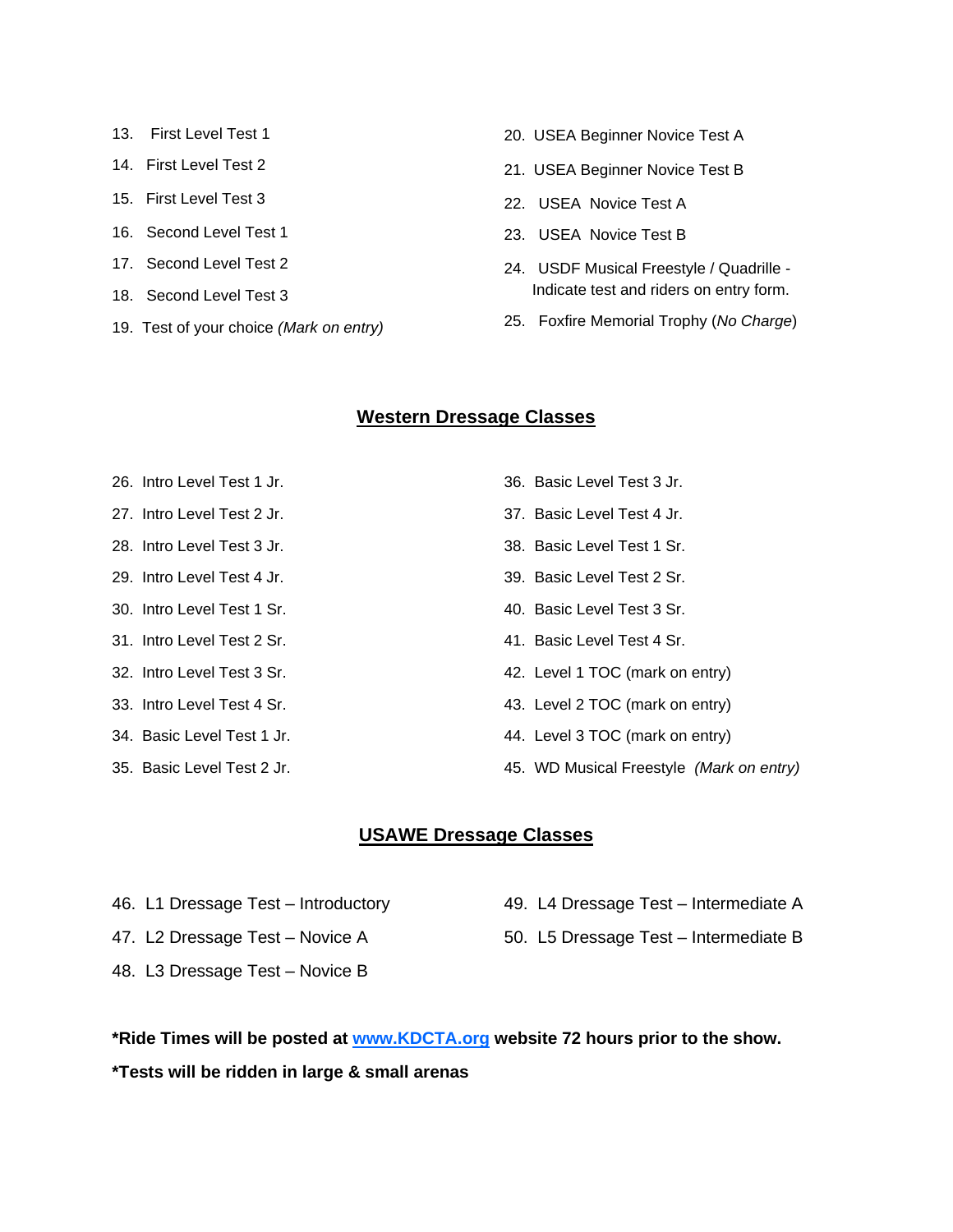13. First Level Test 1
14. First Level Test 2
15. First Level Test 3
16. Second Level Test 1
17. Second Level Test 2
18. Second Level Test 3
19. Test of your choice *(Mark on entry)*
20. USEA Beginner Novice Test A
21. USEA Beginner Novice Test B
22. USEA Novice Test A
23. USEA Novice Test B
24. USDF Musical Freestyle / Quadrille - Indicate test and riders on entry form.
25. Foxfire Memorial Trophy (*No Charge*)

## Western Dressage Classes

26. Intro Level Test 1 Jr.
27. Intro Level Test 2 Jr.
28. Intro Level Test 3 Jr.
29. Intro Level Test 4 Jr.
30. Intro Level Test 1 Sr.
31. Intro Level Test 2 Sr.
32. Intro Level Test 3 Sr.
33. Intro Level Test 4 Sr.
34. Basic Level Test 1 Jr.
35. Basic Level Test 2 Jr.
36. Basic Level Test 3 Jr.
37. Basic Level Test 4 Jr.
38. Basic Level Test 1 Sr.
39. Basic Level Test 2 Sr.
40. Basic Level Test 3 Sr.
41. Basic Level Test 4 Sr.
42. Level 1 TOC (mark on entry)
43. Level 2 TOC (mark on entry)
44. Level 3 TOC (mark on entry)
45. WD Musical Freestyle *(Mark on entry)*

## USAWE Dressage Classes

46. L1 Dressage Test – Introductory
47. L2 Dressage Test – Novice A
48. L3 Dressage Test – Novice B
49. L4 Dressage Test – Intermediate A
50. L5 Dressage Test – Intermediate B

**\*Ride Times will be posted at [www.KDCTA.org](http://www.KDCTA.org) website 72 hours prior to the show.**

**\*Tests will be ridden in large & small arenas**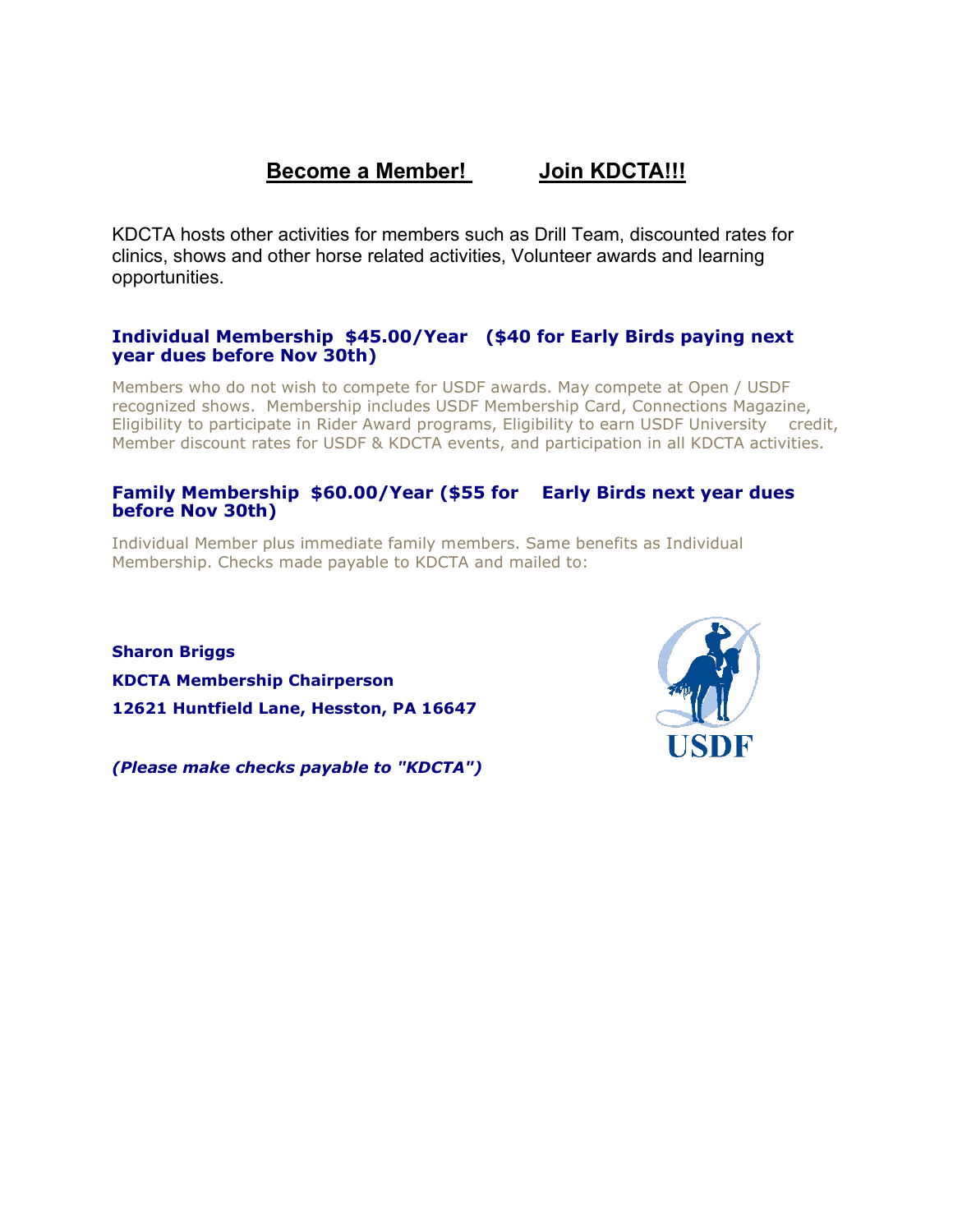## Become a Member! Join KDCTA!!!

KDCTA hosts other activities for members such as Drill Team, discounted rates for clinics, shows and other horse related activities, Volunteer awards and learning opportunities.

### Individual Membership $45.00/Year ($40 for Early Birds paying next year dues before Nov 30th)

Members who do not wish to compete for USDF awards. May compete at Open / USDF recognized shows. Membership includes USDF Membership Card, Connections Magazine, Eligibility to participate in Rider Award programs, Eligibility to earn USDF University credit, Member discount rates for USDF & KDCTA events, and participation in all KDCTA activities.

### Family Membership $60.00/Year ($55 for Early Birds next year dues before Nov 30th)

Individual Member plus immediate family members. Same benefits as Individual Membership. Checks made payable to KDCTA and mailed to:

**Sharon Briggs**

**KDCTA Membership Chairperson**

**12621 Huntfield Lane, Hesston, PA 16647**

***(Please make checks payable to "KDCTA")***

USDF